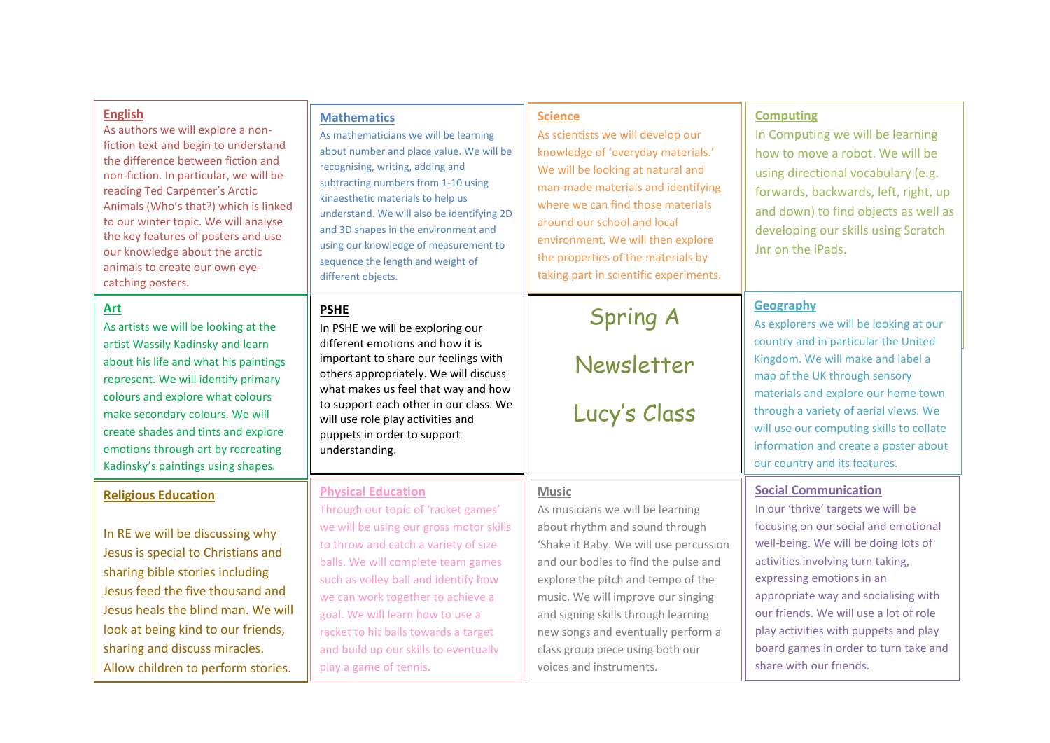# Spring A Newsletter

## Lucy's Class

## English

As authors we will explore a non-fiction text and begin to understand the difference between fiction and non-fiction. In particular, we will be reading Ted Carpenter's Arctic Animals (Who's that?) which is linked to our winter topic. We will analyse the key features of posters and use our knowledge about the arctic animals to create our own eye-catching posters.

## Mathematics

As mathematicians we will be learning about number and place value. We will be recognising, writing, adding and subtracting numbers from 1-10 using kinaesthetic materials to help us understand. We will also be identifying 2D and 3D shapes in the environment and using our knowledge of measurement to sequence the length and weight of different objects.

## Science

As scientists we will develop our knowledge of 'everyday materials.' We will be looking at natural and man-made materials and identifying where we can find those materials around our school and local environment. We will then explore the properties of the materials by taking part in scientific experiments.

## Computing

In Computing we will be learning how to move a robot. We will be using directional vocabulary (e.g. forwards, backwards, left, right, up and down) to find objects as well as developing our skills using Scratch Jnr on the iPads.

## Art

As artists we will be looking at the artist Wassily Kadinsky and learn about his life and what his paintings represent. We will identify primary colours and explore what colours make secondary colours. We will create shades and tints and explore emotions through art by recreating Kadinsky's paintings using shapes.

## PSHE

In PSHE we will be exploring our different emotions and how it is important to share our feelings with others appropriately. We will discuss what makes us feel that way and how to support each other in our class. We will use role play activities and puppets in order to support understanding.

## Geography

As explorers we will be looking at our country and in particular the United Kingdom. We will make and label a map of the UK through sensory materials and explore our home town through a variety of aerial views. We will use our computing skills to collate information and create a poster about our country and its features.

## Religious Education

In RE we will be discussing why Jesus is special to Christians and sharing bible stories including Jesus feed the five thousand and Jesus heals the blind man. We will look at being kind to our friends, sharing and discuss miracles. Allow children to perform stories.

## Physical Education

Through our topic of 'racket games' we will be using our gross motor skills to throw and catch a variety of size balls. We will complete team games such as volley ball and identify how we can work together to achieve a goal. We will learn how to use a racket to hit balls towards a target and build up our skills to eventually play a game of tennis.

## Music

As musicians we will be learning about rhythm and sound through 'Shake it Baby. We will use percussion and our bodies to find the pulse and explore the pitch and tempo of the music. We will improve our singing and signing skills through learning new songs and eventually perform a class group piece using both our voices and instruments.

## Social Communication

In our 'thrive' targets we will be focusing on our social and emotional well-being. We will be doing lots of activities involving turn taking, expressing emotions in an appropriate way and socialising with our friends. We will use a lot of role play activities with puppets and play board games in order to turn take and share with our friends.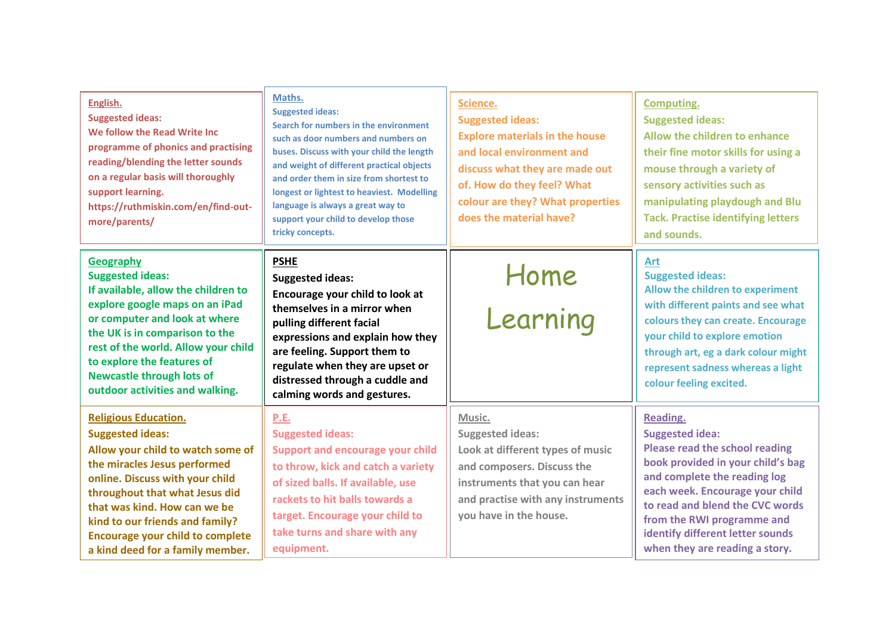# Home Learning

## English.

Suggested ideas:

We follow the Read Write Inc programme of phonics and practising reading/blending the letter sounds on a regular basis will thoroughly support learning.

https://ruthmiskin.com/en/find-out-more/parents/

## Maths.

Suggested ideas:

Search for numbers in the environment such as door numbers and numbers on buses. Discuss with your child the length and weight of different practical objects and order them in size from shortest to longest or lightest to heaviest. Modelling language is always a great way to support your child to develop those tricky concepts.

## Science.

Suggested ideas:

Explore materials in the house and local environment and discuss what they are made out of. How do they feel? What colour are they? What properties does the material have?

## Computing.

Suggested ideas:

Allow the children to enhance their fine motor skills for using a mouse through a variety of sensory activities such as manipulating playdough and Blu Tack. Practise identifying letters and sounds.

## Geography

Suggested ideas:

If available, allow the children to explore google maps on an iPad or computer and look at where the UK is in comparison to the rest of the world. Allow your child to explore the features of Newcastle through lots of outdoor activities and walking.

## PSHE

Suggested ideas:

Encourage your child to look at themselves in a mirror when pulling different facial expressions and explain how they are feeling. Support them to regulate when they are upset or distressed through a cuddle and calming words and gestures.

## Art

Suggested ideas:

Allow the children to experiment with different paints and see what colours they can create. Encourage your child to explore emotion through art, eg a dark colour might represent sadness whereas a light colour feeling excited.

## Religious Education.

Suggested ideas:

Allow your child to watch some of the miracles Jesus performed online. Discuss with your child throughout that what Jesus did that was kind. How can we be kind to our friends and family? Encourage your child to complete a kind deed for a family member.

## P.E.

Suggested ideas:

Support and encourage your child to throw, kick and catch a variety of sized balls. If available, use rackets to hit balls towards a target. Encourage your child to take turns and share with any equipment.

## Music.

Suggested ideas:

Look at different types of music and composers. Discuss the instruments that you can hear and practise with any instruments you have in the house.

## Reading.

Suggested idea:

Please read the school reading book provided in your child's bag and complete the reading log each week. Encourage your child to read and blend the CVC words from the RWI programme and identify different letter sounds when they are reading a story.